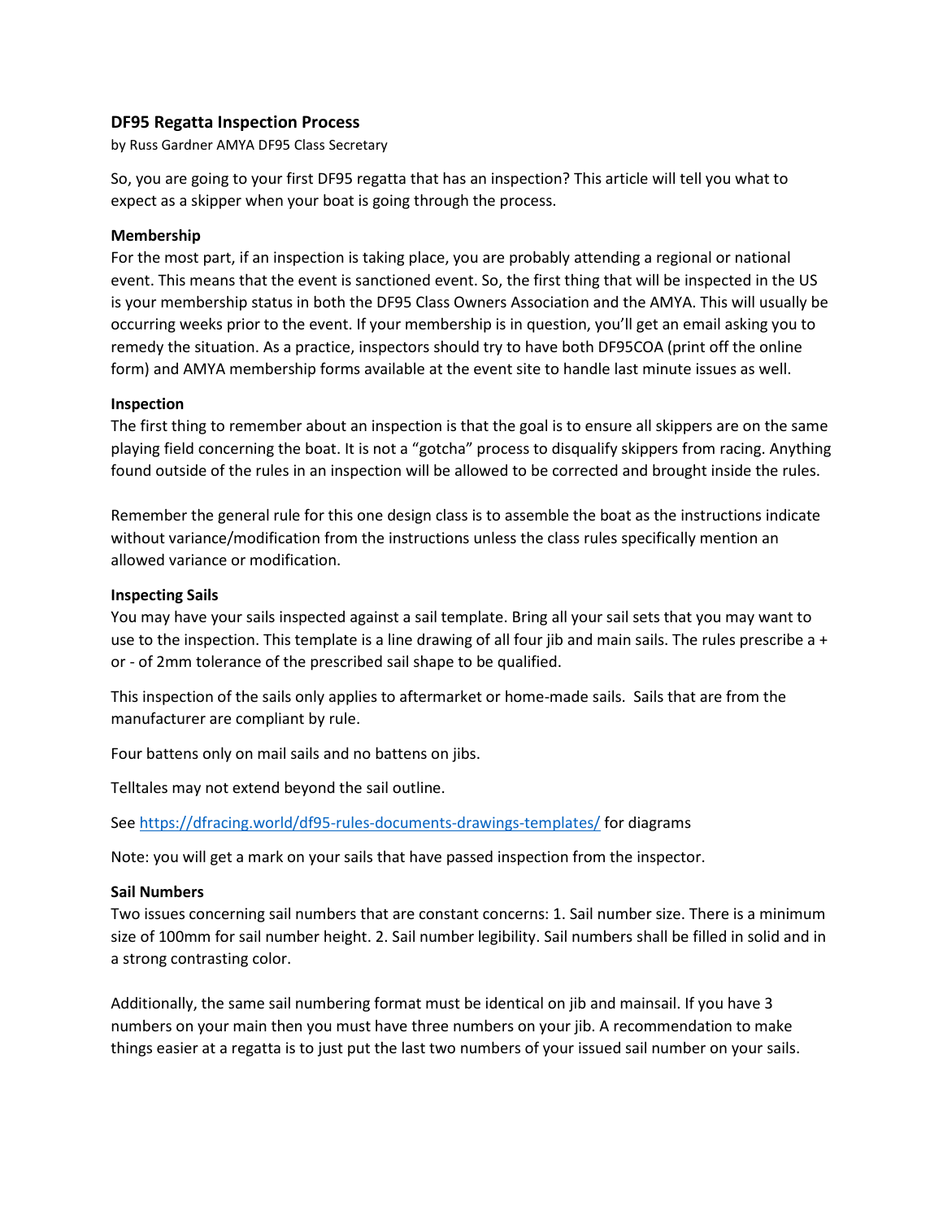## DF95 Regatta Inspection Process

by Russ Gardner AMYA DF95 Class Secretary

So, you are going to your first DF95 regatta that has an inspection? This article will tell you what to expect as a skipper when your boat is going through the process.

### Membership

For the most part, if an inspection is taking place, you are probably attending a regional or national event. This means that the event is sanctioned event. So, the first thing that will be inspected in the US is your membership status in both the DF95 Class Owners Association and the AMYA. This will usually be occurring weeks prior to the event. If your membership is in question, you'll get an email asking you to remedy the situation. As a practice, inspectors should try to have both DF95COA (print off the online form) and AMYA membership forms available at the event site to handle last minute issues as well.

### Inspection

The first thing to remember about an inspection is that the goal is to ensure all skippers are on the same playing field concerning the boat. It is not a "gotcha" process to disqualify skippers from racing. Anything found outside of the rules in an inspection will be allowed to be corrected and brought inside the rules.

Remember the general rule for this one design class is to assemble the boat as the instructions indicate without variance/modification from the instructions unless the class rules specifically mention an allowed variance or modification.

### Inspecting Sails

You may have your sails inspected against a sail template. Bring all your sail sets that you may want to use to the inspection. This template is a line drawing of all four jib and main sails. The rules prescribe a + or - of 2mm tolerance of the prescribed sail shape to be qualified.

This inspection of the sails only applies to aftermarket or home-made sails. Sails that are from the manufacturer are compliant by rule.

Four battens only on mail sails and no battens on jibs.

Telltales may not extend beyond the sail outline.

See https://dfracing.world/df95-rules-documents-drawings-templates/ for diagrams

Note: you will get a mark on your sails that have passed inspection from the inspector.

### Sail Numbers

Two issues concerning sail numbers that are constant concerns: 1. Sail number size. There is a minimum size of 100mm for sail number height. 2. Sail number legibility. Sail numbers shall be filled in solid and in a strong contrasting color.

Additionally, the same sail numbering format must be identical on jib and mainsail. If you have 3 numbers on your main then you must have three numbers on your jib. A recommendation to make things easier at a regatta is to just put the last two numbers of your issued sail number on your sails.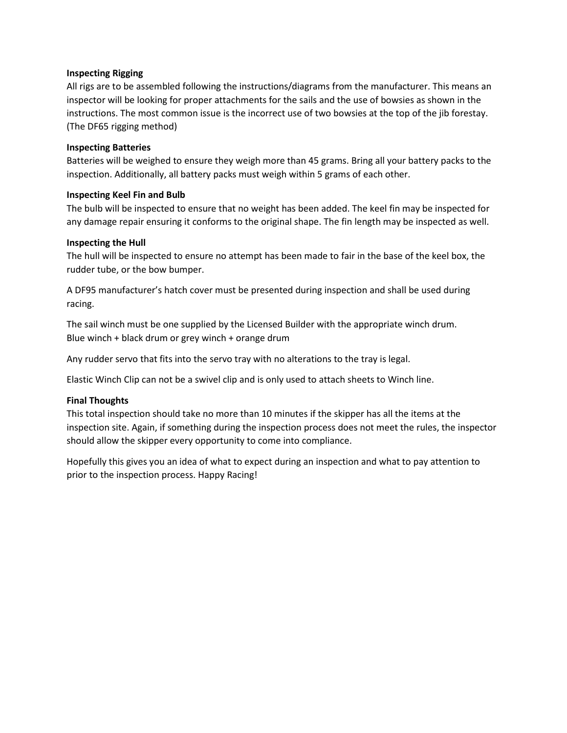**Inspecting Rigging**

All rigs are to be assembled following the instructions/diagrams from the manufacturer. This means an inspector will be looking for proper attachments for the sails and the use of bowsies as shown in the instructions. The most common issue is the incorrect use of two bowsies at the top of the jib forestay. (The DF65 rigging method)

**Inspecting Batteries**

Batteries will be weighed to ensure they weigh more than 45 grams. Bring all your battery packs to the inspection. Additionally, all battery packs must weigh within 5 grams of each other.

**Inspecting Keel Fin and Bulb**

The bulb will be inspected to ensure that no weight has been added. The keel fin may be inspected for any damage repair ensuring it conforms to the original shape. The fin length may be inspected as well.

**Inspecting the Hull**

The hull will be inspected to ensure no attempt has been made to fair in the base of the keel box, the rudder tube, or the bow bumper.

A DF95 manufacturer's hatch cover must be presented during inspection and shall be used during racing.

The sail winch must be one supplied by the Licensed Builder with the appropriate winch drum.
Blue winch + black drum or grey winch + orange drum

Any rudder servo that fits into the servo tray with no alterations to the tray is legal.

Elastic Winch Clip can not be a swivel clip and is only used to attach sheets to Winch line.

**Final Thoughts**

This total inspection should take no more than 10 minutes if the skipper has all the items at the inspection site. Again, if something during the inspection process does not meet the rules, the inspector should allow the skipper every opportunity to come into compliance.

Hopefully this gives you an idea of what to expect during an inspection and what to pay attention to prior to the inspection process. Happy Racing!